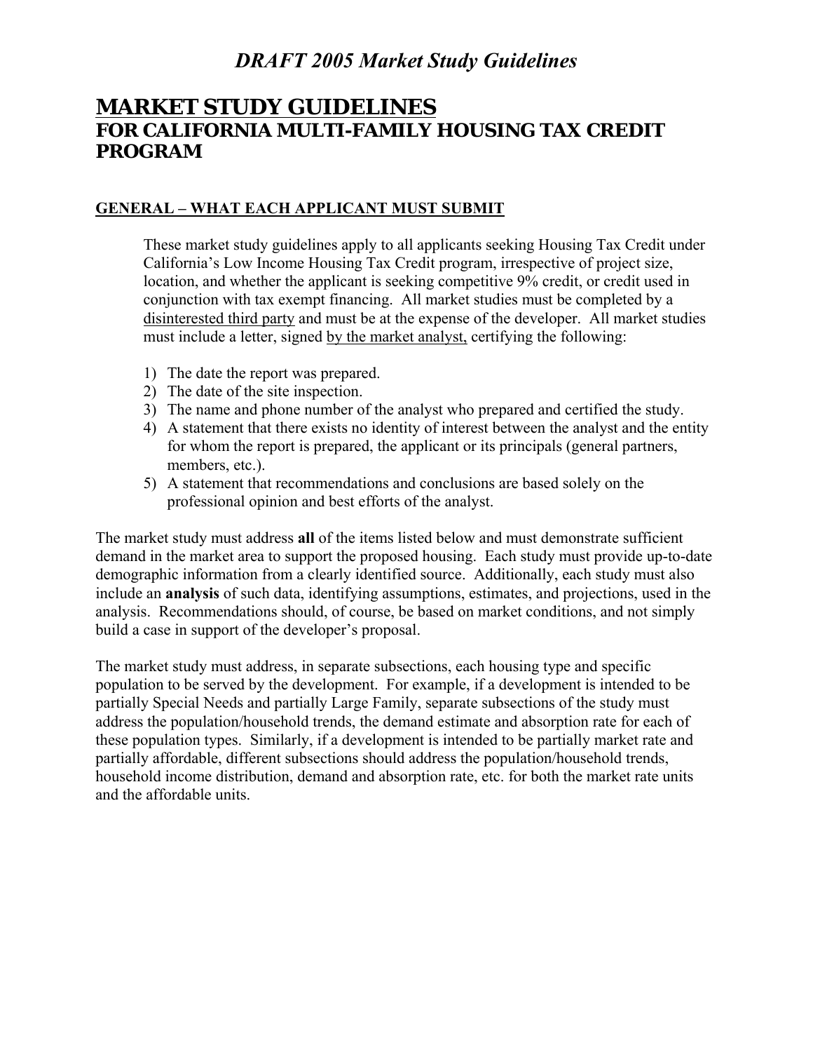# *DRAFT 2005 Market Study Guidelines*

# MARKET STUDY GUIDELINES
## FOR CALIFORNIA MULTI-FAMILY HOUSING TAX CREDIT PROGRAM

### GENERAL – WHAT EACH APPLICANT MUST SUBMIT

These market study guidelines apply to all applicants seeking Housing Tax Credit under California's Low Income Housing Tax Credit program, irrespective of project size, location, and whether the applicant is seeking competitive 9% credit, or credit used in conjunction with tax exempt financing. All market studies must be completed by a disinterested third party and must be at the expense of the developer. All market studies must include a letter, signed by the market analyst, certifying the following:

1) The date the report was prepared.
2) The date of the site inspection.
3) The name and phone number of the analyst who prepared and certified the study.
4) A statement that there exists no identity of interest between the analyst and the entity for whom the report is prepared, the applicant or its principals (general partners, members, etc.).
5) A statement that recommendations and conclusions are based solely on the professional opinion and best efforts of the analyst.

The market study must address **all** of the items listed below and must demonstrate sufficient demand in the market area to support the proposed housing. Each study must provide up-to-date demographic information from a clearly identified source. Additionally, each study must also include an **analysis** of such data, identifying assumptions, estimates, and projections, used in the analysis. Recommendations should, of course, be based on market conditions, and not simply build a case in support of the developer's proposal.

The market study must address, in separate subsections, each housing type and specific population to be served by the development. For example, if a development is intended to be partially Special Needs and partially Large Family, separate subsections of the study must address the population/household trends, the demand estimate and absorption rate for each of these population types. Similarly, if a development is intended to be partially market rate and partially affordable, different subsections should address the population/household trends, household income distribution, demand and absorption rate, etc. for both the market rate units and the affordable units.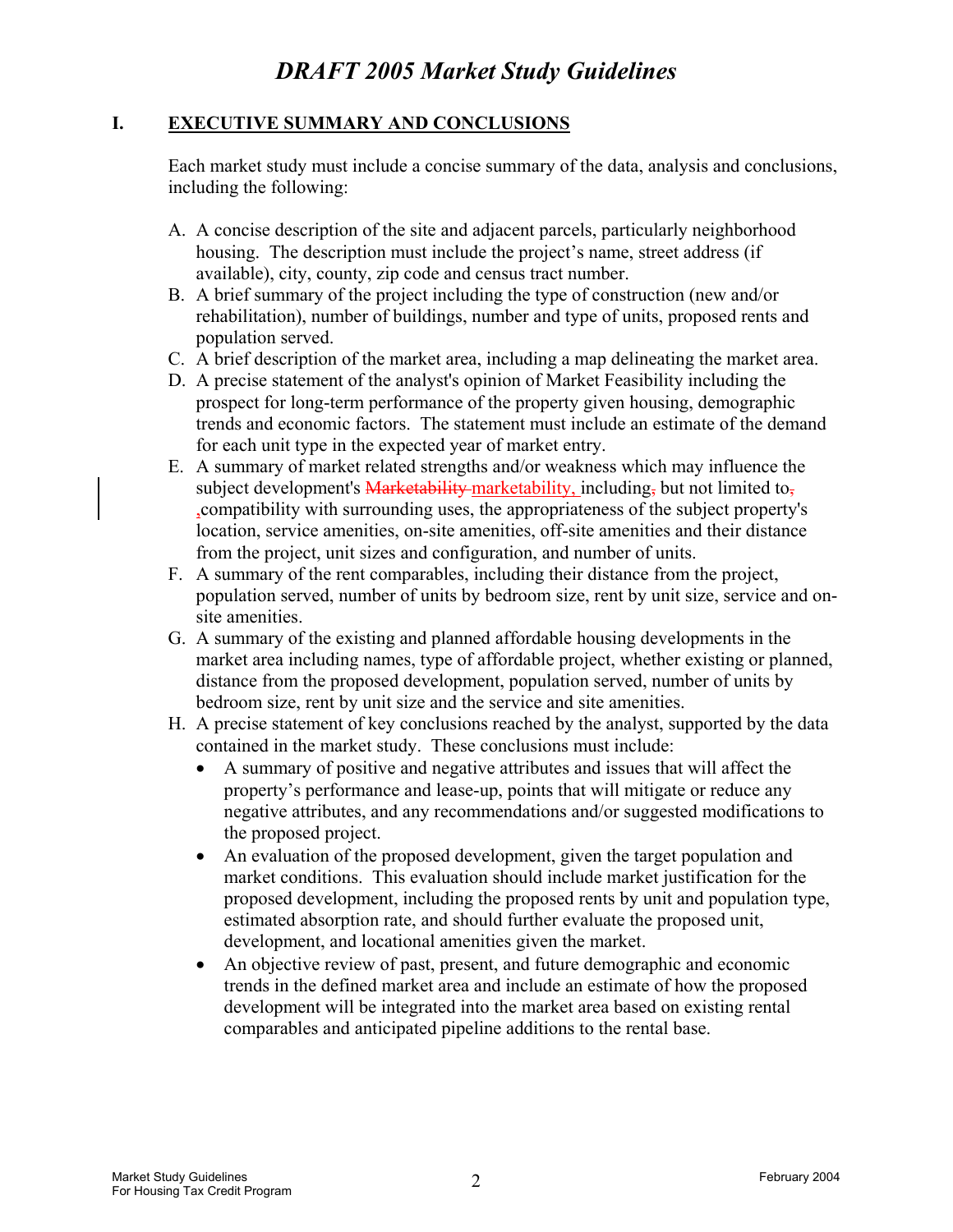## I. EXECUTIVE SUMMARY AND CONCLUSIONS

Each market study must include a concise summary of the data, analysis and conclusions, including the following:

A. A concise description of the site and adjacent parcels, particularly neighborhood housing. The description must include the project's name, street address (if available), city, county, zip code and census tract number.

B. A brief summary of the project including the type of construction (new and/or rehabilitation), number of buildings, number and type of units, proposed rents and population served.

C. A brief description of the market area, including a map delineating the market area.

D. A precise statement of the analyst's opinion of Market Feasibility including the prospect for long-term performance of the property given housing, demographic trends and economic factors. The statement must include an estimate of the demand for each unit type in the expected year of market entry.

E. A summary of market related strengths and/or weakness which may influence the subject development's ~~Marketability~~ marketability, including~~,~~ but not limited to~~,~~ ,compatibility with surrounding uses, the appropriateness of the subject property's location, service amenities, on-site amenities, off-site amenities and their distance from the project, unit sizes and configuration, and number of units.

F. A summary of the rent comparables, including their distance from the project, population served, number of units by bedroom size, rent by unit size, service and on-site amenities.

G. A summary of the existing and planned affordable housing developments in the market area including names, type of affordable project, whether existing or planned, distance from the proposed development, population served, number of units by bedroom size, rent by unit size and the service and site amenities.

H. A precise statement of key conclusions reached by the analyst, supported by the data contained in the market study. These conclusions must include:

   - A summary of positive and negative attributes and issues that will affect the property's performance and lease-up, points that will mitigate or reduce any negative attributes, and any recommendations and/or suggested modifications to the proposed project.
   - An evaluation of the proposed development, given the target population and market conditions. This evaluation should include market justification for the proposed development, including the proposed rents by unit and population type, estimated absorption rate, and should further evaluate the proposed unit, development, and locational amenities given the market.
   - An objective review of past, present, and future demographic and economic trends in the defined market area and include an estimate of how the proposed development will be integrated into the market area based on existing rental comparables and anticipated pipeline additions to the rental base.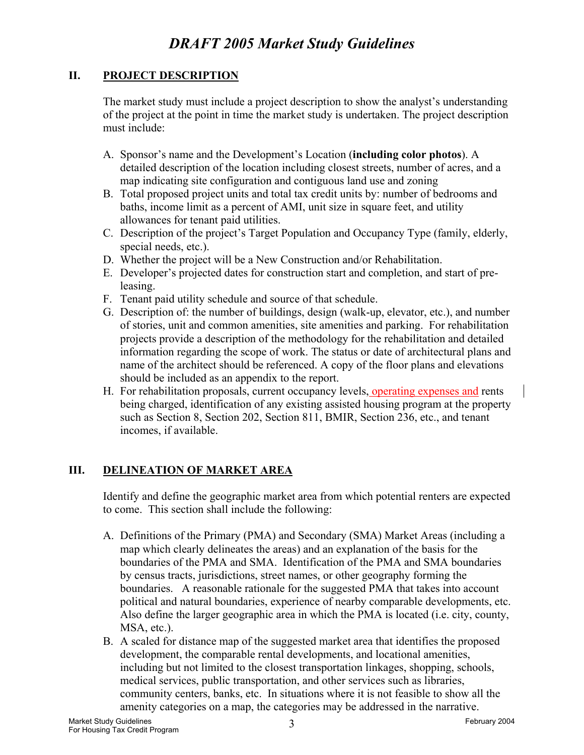# DRAFT 2005 Market Study Guidelines

## II. PROJECT DESCRIPTION

The market study must include a project description to show the analyst's understanding of the project at the point in time the market study is undertaken. The project description must include:

A. Sponsor's name and the Development's Location (**including color photos**). A detailed description of the location including closest streets, number of acres, and a map indicating site configuration and contiguous land use and zoning
B. Total proposed project units and total tax credit units by: number of bedrooms and baths, income limit as a percent of AMI, unit size in square feet, and utility allowances for tenant paid utilities.
C. Description of the project's Target Population and Occupancy Type (family, elderly, special needs, etc.).
D. Whether the project will be a New Construction and/or Rehabilitation.
E. Developer's projected dates for construction start and completion, and start of pre-leasing.
F. Tenant paid utility schedule and source of that schedule.
G. Description of: the number of buildings, design (walk-up, elevator, etc.), and number of stories, unit and common amenities, site amenities and parking. For rehabilitation projects provide a description of the methodology for the rehabilitation and detailed information regarding the scope of work. The status or date of architectural plans and name of the architect should be referenced. A copy of the floor plans and elevations should be included as an appendix to the report.
H. For rehabilitation proposals, current occupancy levels, operating expenses and rents being charged, identification of any existing assisted housing program at the property such as Section 8, Section 202, Section 811, BMIR, Section 236, etc., and tenant incomes, if available.

## III. DELINEATION OF MARKET AREA

Identify and define the geographic market area from which potential renters are expected to come. This section shall include the following:

A. Definitions of the Primary (PMA) and Secondary (SMA) Market Areas (including a map which clearly delineates the areas) and an explanation of the basis for the boundaries of the PMA and SMA. Identification of the PMA and SMA boundaries by census tracts, jurisdictions, street names, or other geography forming the boundaries. A reasonable rationale for the suggested PMA that takes into account political and natural boundaries, experience of nearby comparable developments, etc. Also define the larger geographic area in which the PMA is located (i.e. city, county, MSA, etc.).
B. A scaled for distance map of the suggested market area that identifies the proposed development, the comparable rental developments, and locational amenities, including but not limited to the closest transportation linkages, shopping, schools, medical services, public transportation, and other services such as libraries, community centers, banks, etc. In situations where it is not feasible to show all the amenity categories on a map, the categories may be addressed in the narrative.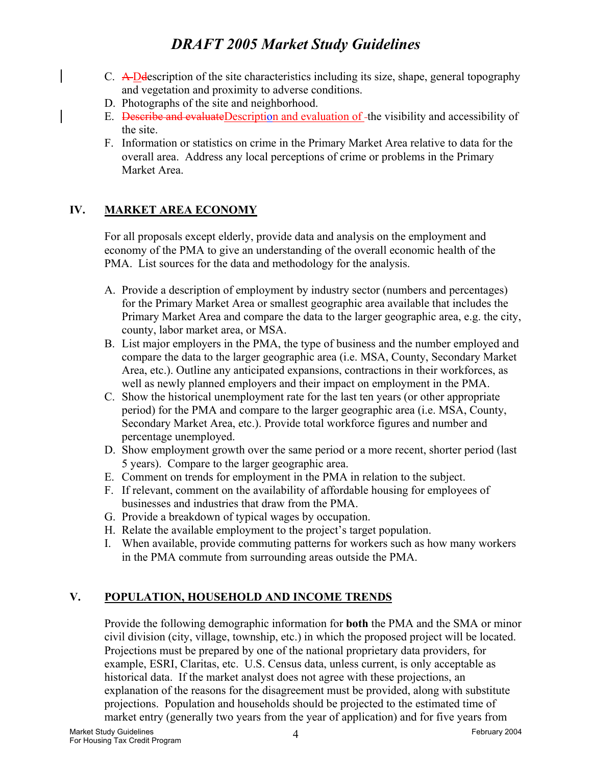C. Description of the site characteristics including its size, shape, general topography and vegetation and proximity to adverse conditions.

D. Photographs of the site and neighborhood.

E. Description and evaluation of the visibility and accessibility of the site.

F. Information or statistics on crime in the Primary Market Area relative to data for the overall area. Address any local perceptions of crime or problems in the Primary Market Area.

## IV. MARKET AREA ECONOMY

For all proposals except elderly, provide data and analysis on the employment and economy of the PMA to give an understanding of the overall economic health of the PMA. List sources for the data and methodology for the analysis.

A. Provide a description of employment by industry sector (numbers and percentages) for the Primary Market Area or smallest geographic area available that includes the Primary Market Area and compare the data to the larger geographic area, e.g. the city, county, labor market area, or MSA.

B. List major employers in the PMA, the type of business and the number employed and compare the data to the larger geographic area (i.e. MSA, County, Secondary Market Area, etc.). Outline any anticipated expansions, contractions in their workforces, as well as newly planned employers and their impact on employment in the PMA.

C. Show the historical unemployment rate for the last ten years (or other appropriate period) for the PMA and compare to the larger geographic area (i.e. MSA, County, Secondary Market Area, etc.). Provide total workforce figures and number and percentage unemployed.

D. Show employment growth over the same period or a more recent, shorter period (last 5 years). Compare to the larger geographic area.

E. Comment on trends for employment in the PMA in relation to the subject.

F. If relevant, comment on the availability of affordable housing for employees of businesses and industries that draw from the PMA.

G. Provide a breakdown of typical wages by occupation.

H. Relate the available employment to the project's target population.

I. When available, provide commuting patterns for workers such as how many workers in the PMA commute from surrounding areas outside the PMA.

## V. POPULATION, HOUSEHOLD AND INCOME TRENDS

Provide the following demographic information for **both** the PMA and the SMA or minor civil division (city, village, township, etc.) in which the proposed project will be located. Projections must be prepared by one of the national proprietary data providers, for example, ESRI, Claritas, etc. U.S. Census data, unless current, is only acceptable as historical data. If the market analyst does not agree with these projections, an explanation of the reasons for the disagreement must be provided, along with substitute projections. Population and households should be projected to the estimated time of market entry (generally two years from the year of application) and for five years from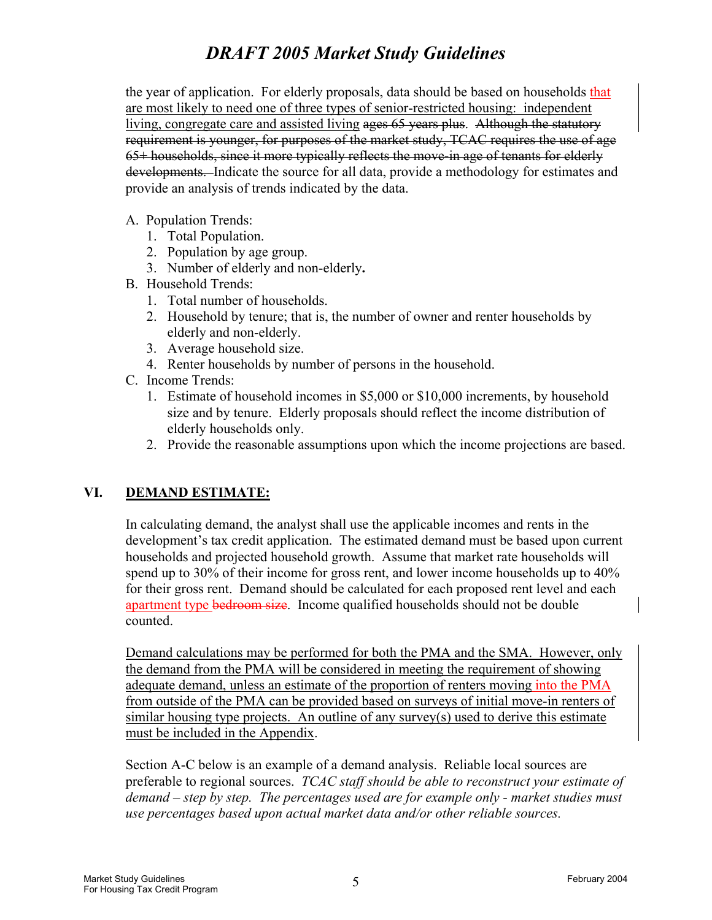the year of application. For elderly proposals, data should be based on households that are most likely to need one of three types of senior-restricted housing: independent living, congregate care and assisted living ~~ages 65 years plus~~. ~~Although the statutory requirement is younger, for purposes of the market study, TCAC requires the use of age 65+ households, since it more typically reflects the move-in age of tenants for elderly developments.~~ Indicate the source for all data, provide a methodology for estimates and provide an analysis of trends indicated by the data.

A. Population Trends:
   1. Total Population.
   2. Population by age group.
   3. Number of elderly and non-elderly.

B. Household Trends:
   1. Total number of households.
   2. Household by tenure; that is, the number of owner and renter households by elderly and non-elderly.
   3. Average household size.
   4. Renter households by number of persons in the household.

C. Income Trends:
   1. Estimate of household incomes in $5,000 or $10,000 increments, by household size and by tenure. Elderly proposals should reflect the income distribution of elderly households only.
   2. Provide the reasonable assumptions upon which the income projections are based.

## VI. DEMAND ESTIMATE:

In calculating demand, the analyst shall use the applicable incomes and rents in the development's tax credit application. The estimated demand must be based upon current households and projected household growth. Assume that market rate households will spend up to 30% of their income for gross rent, and lower income households up to 40% for their gross rent. Demand should be calculated for each proposed rent level and each apartment type ~~bedroom size~~. Income qualified households should not be double counted.

Demand calculations may be performed for both the PMA and the SMA. However, only the demand from the PMA will be considered in meeting the requirement of showing adequate demand, unless an estimate of the proportion of renters moving into the PMA from outside of the PMA can be provided based on surveys of initial move-in renters of similar housing type projects. An outline of any survey(s) used to derive this estimate must be included in the Appendix.

Section A-C below is an example of a demand analysis. Reliable local sources are preferable to regional sources. *TCAC staff should be able to reconstruct your estimate of demand – step by step. The percentages used are for example only - market studies must use percentages based upon actual market data and/or other reliable sources.*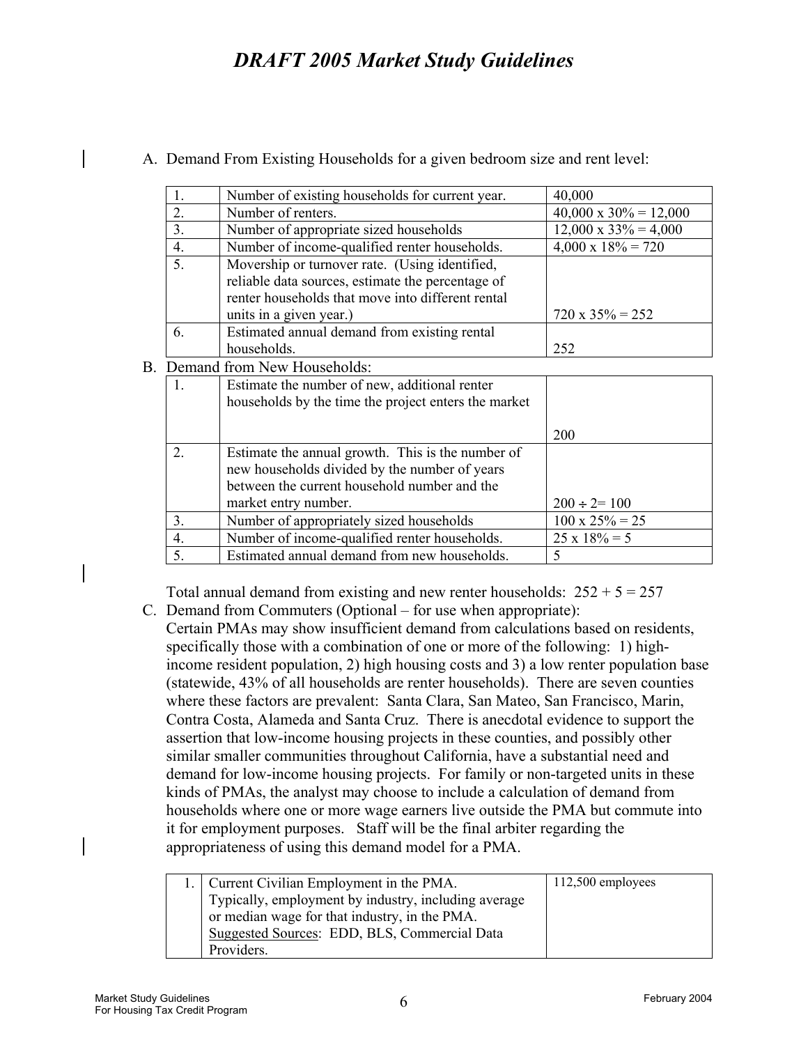A. Demand From Existing Households for a given bedroom size and rent level:

| | | |
|---|---|---|
| 1. | Number of existing households for current year. | 40,000 |
| 2. | Number of renters. | 40,000 x 30% = 12,000 |
| 3. | Number of appropriate sized households | 12,000 x 33% = 4,000 |
| 4. | Number of income-qualified renter households. | 4,000 x 18% = 720 |
| 5. | Movership or turnover rate. (Using identified, reliable data sources, estimate the percentage of renter households that move into different rental units in a given year.) | 720 x 35% = 252 |
| 6. | Estimated annual demand from existing rental households. | 252 |

B. Demand from New Households:

| | | |
|---|---|---|
| 1. | Estimate the number of new, additional renter households by the time the project enters the market | 200 |
| 2. | Estimate the annual growth. This is the number of new households divided by the number of years between the current household number and the market entry number. | 200 ÷ 2= 100 |
| 3. | Number of appropriately sized households | 100 x 25% = 25 |
| 4. | Number of income-qualified renter households. | 25 x 18% = 5 |
| 5. | Estimated annual demand from new households. | 5 |

Total annual demand from existing and new renter households: 252 + 5 = 257

C. Demand from Commuters (Optional – for use when appropriate):
Certain PMAs may show insufficient demand from calculations based on residents, specifically those with a combination of one or more of the following: 1) high-income resident population, 2) high housing costs and 3) a low renter population base (statewide, 43% of all households are renter households). There are seven counties where these factors are prevalent: Santa Clara, San Mateo, San Francisco, Marin, Contra Costa, Alameda and Santa Cruz. There is anecdotal evidence to support the assertion that low-income housing projects in these counties, and possibly other similar smaller communities throughout California, have a substantial need and demand for low-income housing projects. For family or non-targeted units in these kinds of PMAs, the analyst may choose to include a calculation of demand from households where one or more wage earners live outside the PMA but commute into it for employment purposes. Staff will be the final arbiter regarding the appropriateness of using this demand model for a PMA.

| | | |
|---|---|---|
| 1. | Current Civilian Employment in the PMA. Typically, employment by industry, including average or median wage for that industry, in the PMA. Suggested Sources: EDD, BLS, Commercial Data Providers. | 112,500 employees |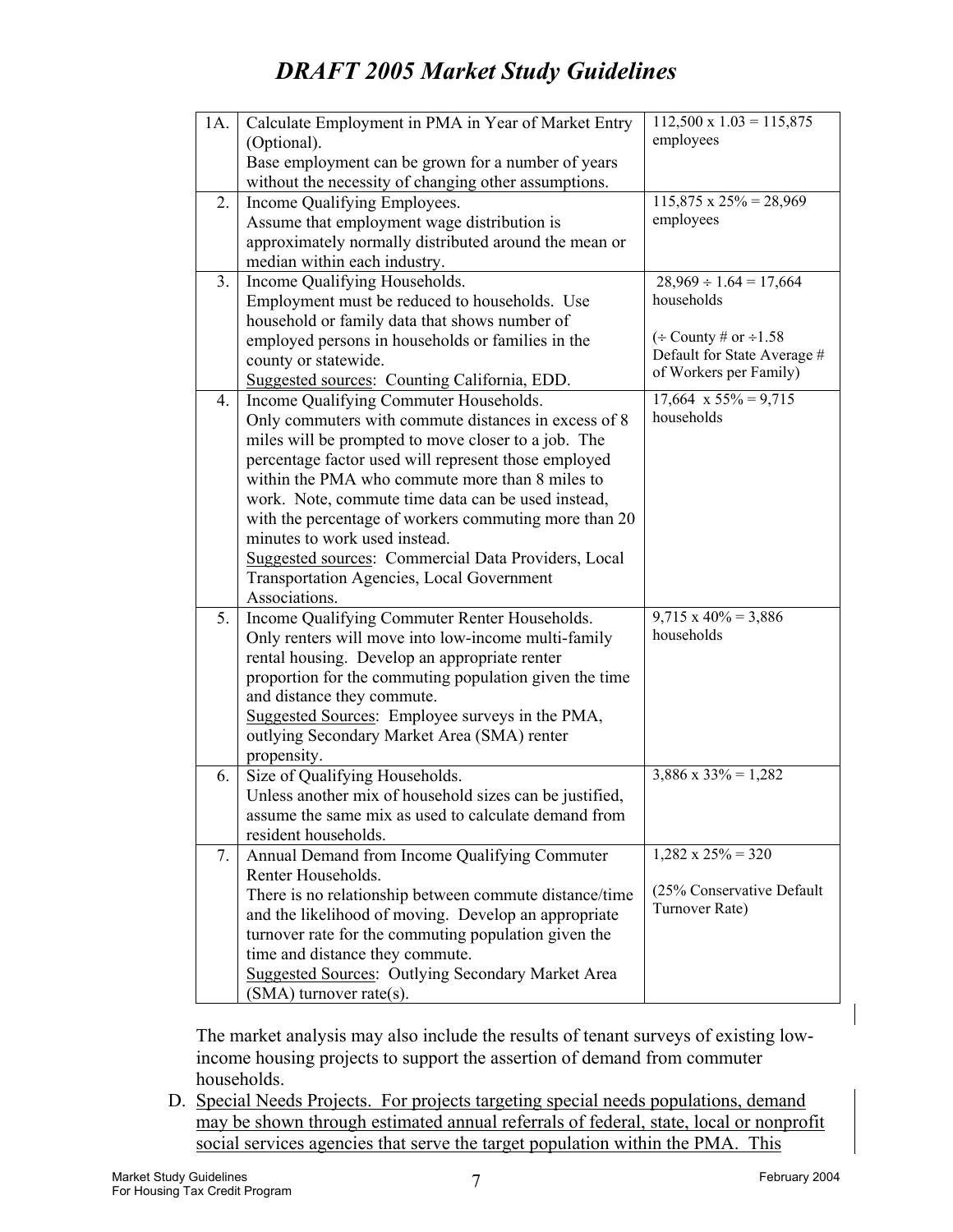| | | |
|---|---|---|
| 1A. | Calculate Employment in PMA in Year of Market Entry (Optional).<br>Base employment can be grown for a number of years without the necessity of changing other assumptions. | 112,500 x 1.03 = 115,875 employees |
| 2. | Income Qualifying Employees.<br>Assume that employment wage distribution is approximately normally distributed around the mean or median within each industry. | 115,875 x 25% = 28,969 employees |
| 3. | Income Qualifying Households.<br>Employment must be reduced to households. Use household or family data that shows number of employed persons in households or families in the county or statewide.<br>Suggested sources: Counting California, EDD. | 28,969 ÷ 1.64 = 17,664 households<br><br>(÷ County # or ÷1.58 Default for State Average # of Workers per Family) |
| 4. | Income Qualifying Commuter Households.<br>Only commuters with commute distances in excess of 8 miles will be prompted to move closer to a job. The percentage factor used will represent those employed within the PMA who commute more than 8 miles to work. Note, commute time data can be used instead, with the percentage of workers commuting more than 20 minutes to work used instead.<br>Suggested sources: Commercial Data Providers, Local Transportation Agencies, Local Government Associations. | 17,664 x 55% = 9,715 households |
| 5. | Income Qualifying Commuter Renter Households.<br>Only renters will move into low-income multi-family rental housing. Develop an appropriate renter proportion for the commuting population given the time and distance they commute.<br>Suggested Sources: Employee surveys in the PMA, outlying Secondary Market Area (SMA) renter propensity. | 9,715 x 40% = 3,886 households |
| 6. | Size of Qualifying Households.<br>Unless another mix of household sizes can be justified, assume the same mix as used to calculate demand from resident households. | 3,886 x 33% = 1,282 |
| 7. | Annual Demand from Income Qualifying Commuter Renter Households.<br>There is no relationship between commute distance/time and the likelihood of moving. Develop an appropriate turnover rate for the commuting population given the time and distance they commute.<br>Suggested Sources: Outlying Secondary Market Area (SMA) turnover rate(s). | 1,282 x 25% = 320<br><br>(25% Conservative Default Turnover Rate) |

The market analysis may also include the results of tenant surveys of existing low-income housing projects to support the assertion of demand from commuter households.

D. Special Needs Projects. For projects targeting special needs populations, demand may be shown through estimated annual referrals of federal, state, local or nonprofit social services agencies that serve the target population within the PMA. This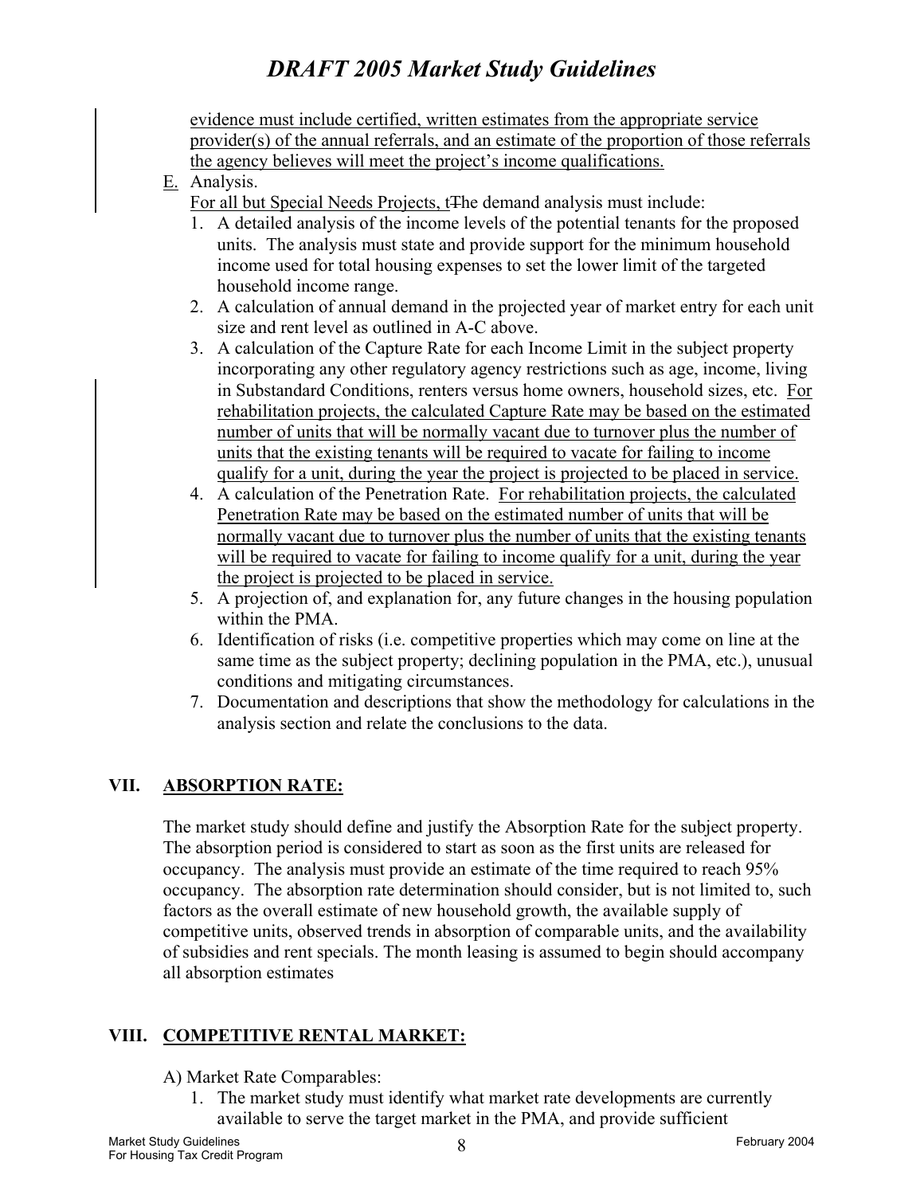evidence must include certified, written estimates from the appropriate service provider(s) of the annual referrals, and an estimate of the proportion of those referrals the agency believes will meet the project's income qualifications.

E. Analysis.
For all but Special Needs Projects, tThe demand analysis must include:

1. A detailed analysis of the income levels of the potential tenants for the proposed units. The analysis must state and provide support for the minimum household income used for total housing expenses to set the lower limit of the targeted household income range.
2. A calculation of annual demand in the projected year of market entry for each unit size and rent level as outlined in A-C above.
3. A calculation of the Capture Rate for each Income Limit in the subject property incorporating any other regulatory agency restrictions such as age, income, living in Substandard Conditions, renters versus home owners, household sizes, etc. For rehabilitation projects, the calculated Capture Rate may be based on the estimated number of units that will be normally vacant due to turnover plus the number of units that the existing tenants will be required to vacate for failing to income qualify for a unit, during the year the project is projected to be placed in service.
4. A calculation of the Penetration Rate. For rehabilitation projects, the calculated Penetration Rate may be based on the estimated number of units that will be normally vacant due to turnover plus the number of units that the existing tenants will be required to vacate for failing to income qualify for a unit, during the year the project is projected to be placed in service.
5. A projection of, and explanation for, any future changes in the housing population within the PMA.
6. Identification of risks (i.e. competitive properties which may come on line at the same time as the subject property; declining population in the PMA, etc.), unusual conditions and mitigating circumstances.
7. Documentation and descriptions that show the methodology for calculations in the analysis section and relate the conclusions to the data.

## VII. ABSORPTION RATE:

The market study should define and justify the Absorption Rate for the subject property. The absorption period is considered to start as soon as the first units are released for occupancy. The analysis must provide an estimate of the time required to reach 95% occupancy. The absorption rate determination should consider, but is not limited to, such factors as the overall estimate of new household growth, the available supply of competitive units, observed trends in absorption of comparable units, and the availability of subsidies and rent specials. The month leasing is assumed to begin should accompany all absorption estimates

## VIII. COMPETITIVE RENTAL MARKET:

A) Market Rate Comparables:

1. The market study must identify what market rate developments are currently available to serve the target market in the PMA, and provide sufficient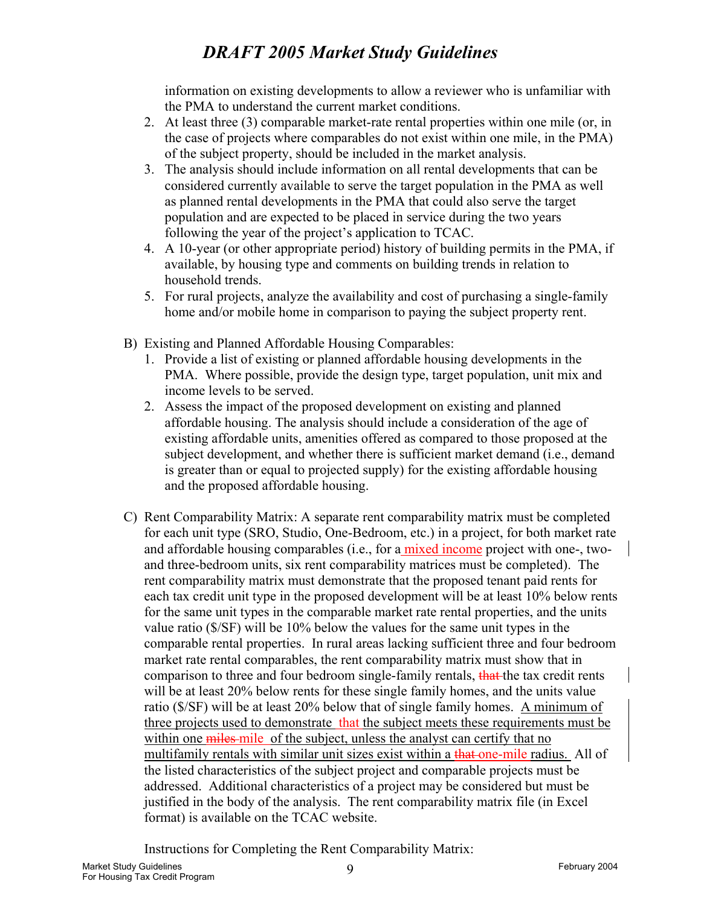information on existing developments to allow a reviewer who is unfamiliar with the PMA to understand the current market conditions.

2. At least three (3) comparable market-rate rental properties within one mile (or, in the case of projects where comparables do not exist within one mile, in the PMA) of the subject property, should be included in the market analysis.
3. The analysis should include information on all rental developments that can be considered currently available to serve the target population in the PMA as well as planned rental developments in the PMA that could also serve the target population and are expected to be placed in service during the two years following the year of the project's application to TCAC.
4. A 10-year (or other appropriate period) history of building permits in the PMA, if available, by housing type and comments on building trends in relation to household trends.
5. For rural projects, analyze the availability and cost of purchasing a single-family home and/or mobile home in comparison to paying the subject property rent.

B) Existing and Planned Affordable Housing Comparables:

1. Provide a list of existing or planned affordable housing developments in the PMA. Where possible, provide the design type, target population, unit mix and income levels to be served.
2. Assess the impact of the proposed development on existing and planned affordable housing. The analysis should include a consideration of the age of existing affordable units, amenities offered as compared to those proposed at the subject development, and whether there is sufficient market demand (i.e., demand is greater than or equal to projected supply) for the existing affordable housing and the proposed affordable housing.

C) Rent Comparability Matrix: A separate rent comparability matrix must be completed for each unit type (SRO, Studio, One-Bedroom, etc.) in a project, for both market rate and affordable housing comparables (i.e., for a mixed income project with one-, two- and three-bedroom units, six rent comparability matrices must be completed). The rent comparability matrix must demonstrate that the proposed tenant paid rents for each tax credit unit type in the proposed development will be at least 10% below rents for the same unit types in the comparable market rate rental properties, and the units value ratio ($/SF) will be 10% below the values for the same unit types in the comparable rental properties. In rural areas lacking sufficient three and four bedroom market rate rental comparables, the rent comparability matrix must show that in comparison to three and four bedroom single-family rentals, ~~that~~ the tax credit rents will be at least 20% below rents for these single family homes, and the units value ratio ($/SF) will be at least 20% below that of single family homes. A minimum of three projects used to demonstrate that the subject meets these requirements must be within one ~~miles~~ mile of the subject, unless the analyst can certify that no multifamily rentals with similar unit sizes exist within a ~~that~~ one-mile radius. All of the listed characteristics of the subject project and comparable projects must be addressed. Additional characteristics of a project may be considered but must be justified in the body of the analysis. The rent comparability matrix file (in Excel format) is available on the TCAC website.

Instructions for Completing the Rent Comparability Matrix: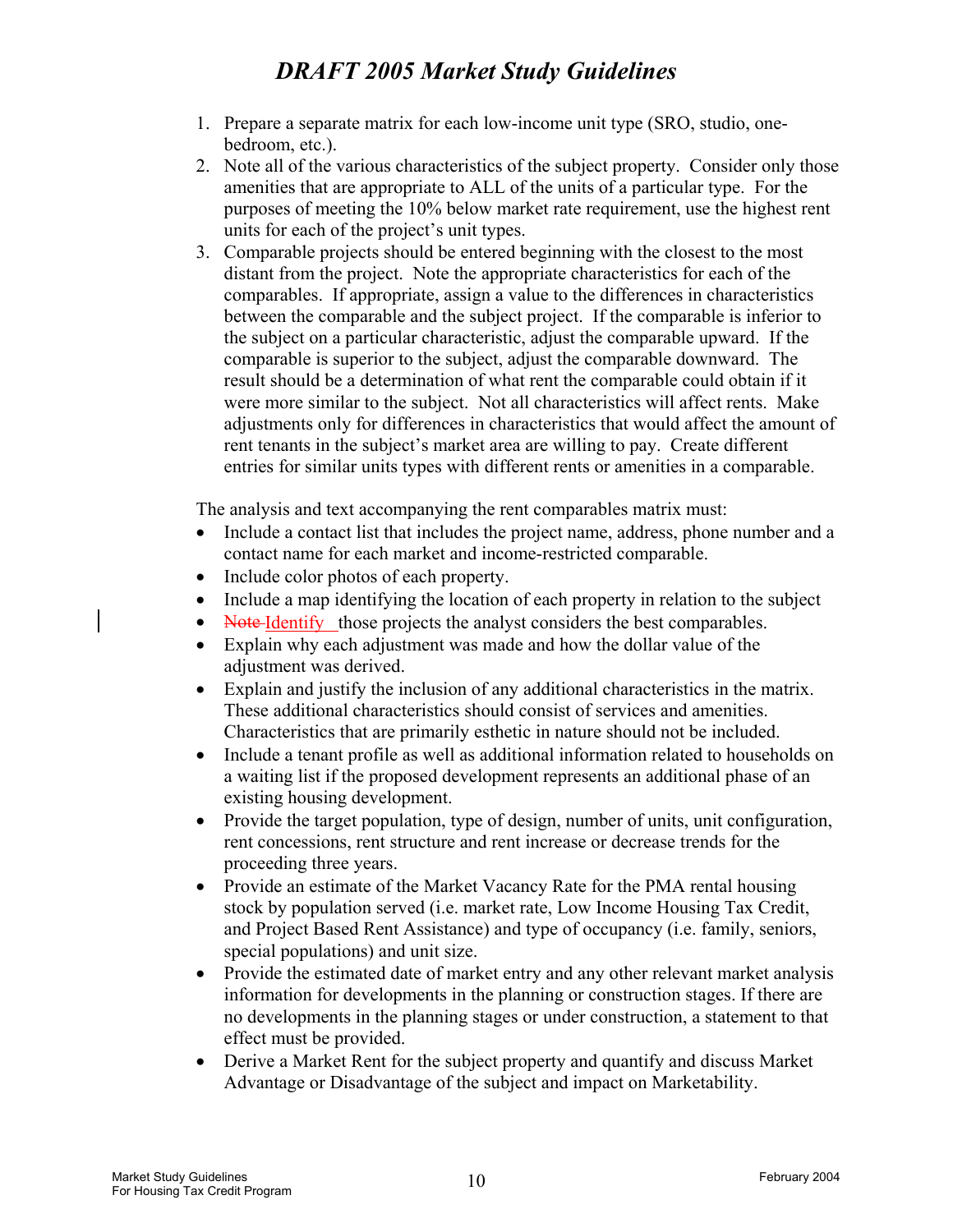1. Prepare a separate matrix for each low-income unit type (SRO, studio, one-bedroom, etc.).
2. Note all of the various characteristics of the subject property. Consider only those amenities that are appropriate to ALL of the units of a particular type. For the purposes of meeting the 10% below market rate requirement, use the highest rent units for each of the project's unit types.
3. Comparable projects should be entered beginning with the closest to the most distant from the project. Note the appropriate characteristics for each of the comparables. If appropriate, assign a value to the differences in characteristics between the comparable and the subject project. If the comparable is inferior to the subject on a particular characteristic, adjust the comparable upward. If the comparable is superior to the subject, adjust the comparable downward. The result should be a determination of what rent the comparable could obtain if it were more similar to the subject. Not all characteristics will affect rents. Make adjustments only for differences in characteristics that would affect the amount of rent tenants in the subject's market area are willing to pay. Create different entries for similar units types with different rents or amenities in a comparable.

The analysis and text accompanying the rent comparables matrix must:

- Include a contact list that includes the project name, address, phone number and a contact name for each market and income-restricted comparable.
- Include color photos of each property.
- Include a map identifying the location of each property in relation to the subject
- ~~Note~~ Identify those projects the analyst considers the best comparables.
- Explain why each adjustment was made and how the dollar value of the adjustment was derived.
- Explain and justify the inclusion of any additional characteristics in the matrix. These additional characteristics should consist of services and amenities. Characteristics that are primarily esthetic in nature should not be included.
- Include a tenant profile as well as additional information related to households on a waiting list if the proposed development represents an additional phase of an existing housing development.
- Provide the target population, type of design, number of units, unit configuration, rent concessions, rent structure and rent increase or decrease trends for the proceeding three years.
- Provide an estimate of the Market Vacancy Rate for the PMA rental housing stock by population served (i.e. market rate, Low Income Housing Tax Credit, and Project Based Rent Assistance) and type of occupancy (i.e. family, seniors, special populations) and unit size.
- Provide the estimated date of market entry and any other relevant market analysis information for developments in the planning or construction stages. If there are no developments in the planning stages or under construction, a statement to that effect must be provided.
- Derive a Market Rent for the subject property and quantify and discuss Market Advantage or Disadvantage of the subject and impact on Marketability.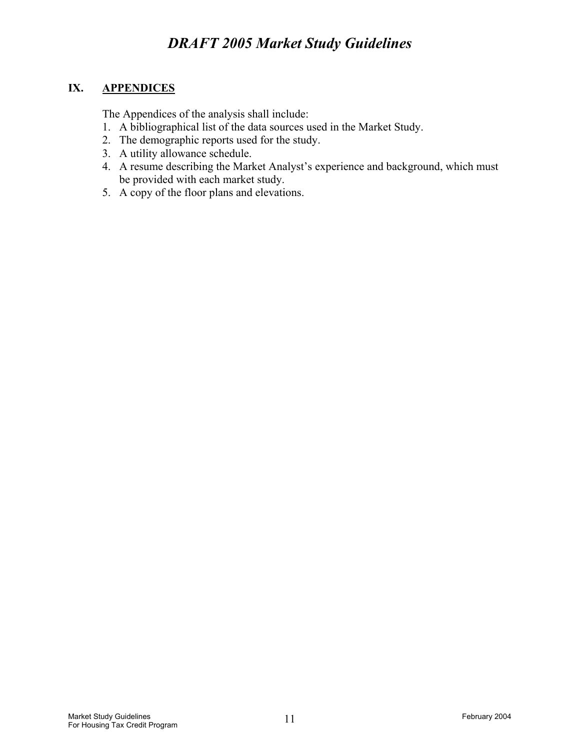## IX. APPENDICES

The Appendices of the analysis shall include:

1. A bibliographical list of the data sources used in the Market Study.
2. The demographic reports used for the study.
3. A utility allowance schedule.
4. A resume describing the Market Analyst's experience and background, which must be provided with each market study.
5. A copy of the floor plans and elevations.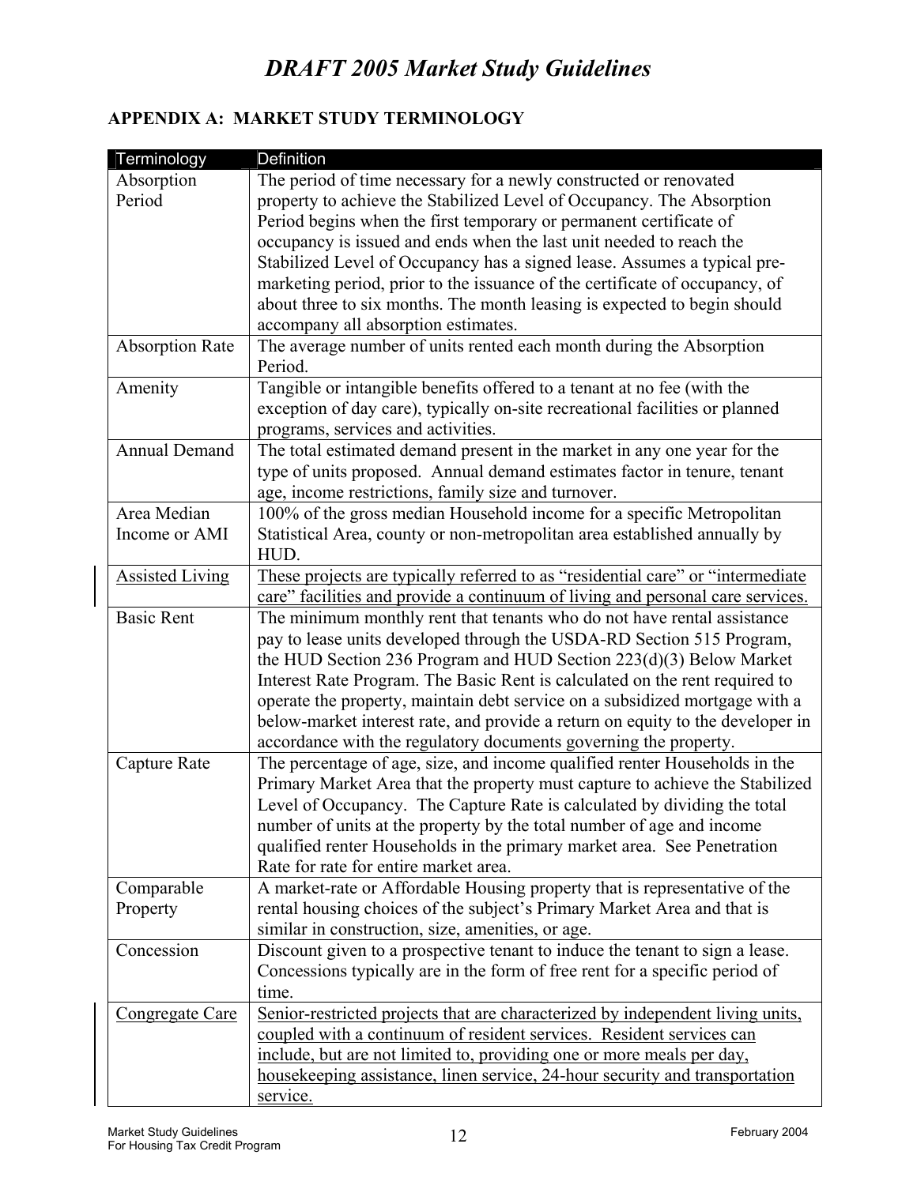# *DRAFT 2005 Market Study Guidelines*

**APPENDIX A: MARKET STUDY TERMINOLOGY**

| Terminology | Definition |
|---|---|
| Absorption Period | The period of time necessary for a newly constructed or renovated property to achieve the Stabilized Level of Occupancy. The Absorption Period begins when the first temporary or permanent certificate of occupancy is issued and ends when the last unit needed to reach the Stabilized Level of Occupancy has a signed lease. Assumes a typical pre-marketing period, prior to the issuance of the certificate of occupancy, of about three to six months. The month leasing is expected to begin should accompany all absorption estimates. |
| Absorption Rate | The average number of units rented each month during the Absorption Period. |
| Amenity | Tangible or intangible benefits offered to a tenant at no fee (with the exception of day care), typically on-site recreational facilities or planned programs, services and activities. |
| Annual Demand | The total estimated demand present in the market in any one year for the type of units proposed. Annual demand estimates factor in tenure, tenant age, income restrictions, family size and turnover. |
| Area Median Income or AMI | 100% of the gross median Household income for a specific Metropolitan Statistical Area, county or non-metropolitan area established annually by HUD. |
| <u>Assisted Living</u> | <u>These projects are typically referred to as "residential care" or "intermediate care" facilities and provide a continuum of living and personal care services.</u> |
| Basic Rent | The minimum monthly rent that tenants who do not have rental assistance pay to lease units developed through the USDA-RD Section 515 Program, the HUD Section 236 Program and HUD Section 223(d)(3) Below Market Interest Rate Program. The Basic Rent is calculated on the rent required to operate the property, maintain debt service on a subsidized mortgage with a below-market interest rate, and provide a return on equity to the developer in accordance with the regulatory documents governing the property. |
| Capture Rate | The percentage of age, size, and income qualified renter Households in the Primary Market Area that the property must capture to achieve the Stabilized Level of Occupancy. The Capture Rate is calculated by dividing the total number of units at the property by the total number of age and income qualified renter Households in the primary market area. See Penetration Rate for rate for entire market area. |
| Comparable Property | A market-rate or Affordable Housing property that is representative of the rental housing choices of the subject's Primary Market Area and that is similar in construction, size, amenities, or age. |
| Concession | Discount given to a prospective tenant to induce the tenant to sign a lease. Concessions typically are in the form of free rent for a specific period of time. |
| <u>Congregate Care</u> | <u>Senior-restricted projects that are characterized by independent living units, coupled with a continuum of resident services. Resident services can include, but are not limited to, providing one or more meals per day, housekeeping assistance, linen service, 24-hour security and transportation service.</u> |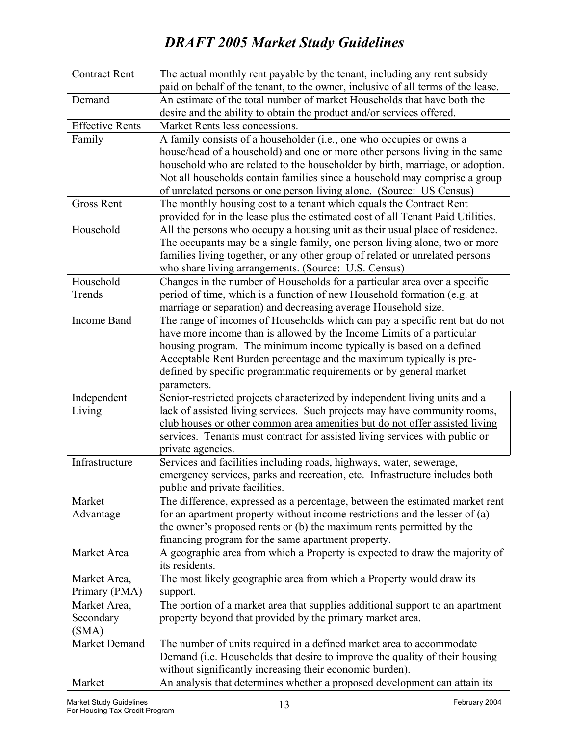# DRAFT 2005 Market Study Guidelines

| | |
|---|---|
| Contract Rent | The actual monthly rent payable by the tenant, including any rent subsidy paid on behalf of the tenant, to the owner, inclusive of all terms of the lease. |
| Demand | An estimate of the total number of market Households that have both the desire and the ability to obtain the product and/or services offered. |
| Effective Rents | Market Rents less concessions. |
| Family | A family consists of a householder (i.e., one who occupies or owns a house/head of a household) and one or more other persons living in the same household who are related to the householder by birth, marriage, or adoption. Not all households contain families since a household may comprise a group of unrelated persons or one person living alone. (Source: US Census) |
| Gross Rent | The monthly housing cost to a tenant which equals the Contract Rent provided for in the lease plus the estimated cost of all Tenant Paid Utilities. |
| Household | All the persons who occupy a housing unit as their usual place of residence. The occupants may be a single family, one person living alone, two or more families living together, or any other group of related or unrelated persons who share living arrangements. (Source: U.S. Census) |
| Household Trends | Changes in the number of Households for a particular area over a specific period of time, which is a function of new Household formation (e.g. at marriage or separation) and decreasing average Household size. |
| Income Band | The range of incomes of Households which can pay a specific rent but do not have more income than is allowed by the Income Limits of a particular housing program. The minimum income typically is based on a defined Acceptable Rent Burden percentage and the maximum typically is pre-defined by specific programmatic requirements or by general market parameters. |
| <u>Independent Living</u> | <u>Senior-restricted projects characterized by independent living units and a lack of assisted living services. Such projects may have community rooms, club houses or other common area amenities but do not offer assisted living services. Tenants must contract for assisted living services with public or private agencies.</u> |
| Infrastructure | Services and facilities including roads, highways, water, sewerage, emergency services, parks and recreation, etc. Infrastructure includes both public and private facilities. |
| Market Advantage | The difference, expressed as a percentage, between the estimated market rent for an apartment property without income restrictions and the lesser of (a) the owner's proposed rents or (b) the maximum rents permitted by the financing program for the same apartment property. |
| Market Area | A geographic area from which a Property is expected to draw the majority of its residents. |
| Market Area, Primary (PMA) | The most likely geographic area from which a Property would draw its support. |
| Market Area, Secondary (SMA) | The portion of a market area that supplies additional support to an apartment property beyond that provided by the primary market area. |
| Market Demand | The number of units required in a defined market area to accommodate Demand (i.e. Households that desire to improve the quality of their housing without significantly increasing their economic burden). |
| Market | An analysis that determines whether a proposed development can attain its |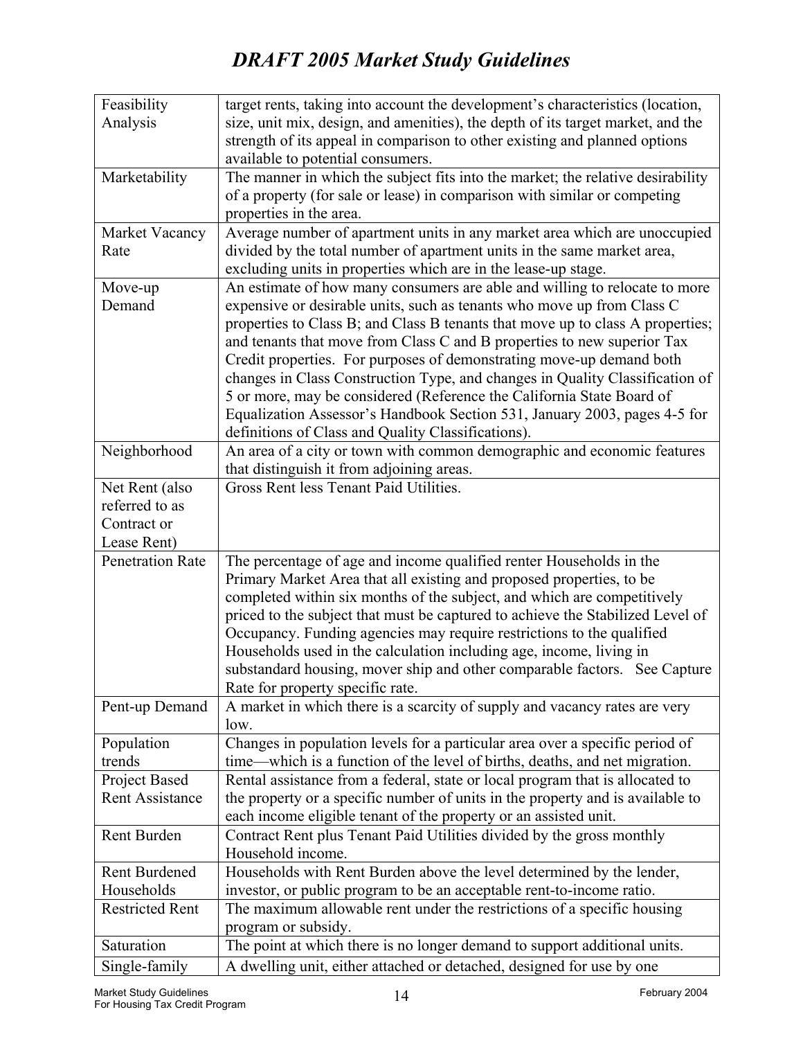# DRAFT 2005 Market Study Guidelines

| | |
|---|---|
| Feasibility Analysis | target rents, taking into account the development's characteristics (location, size, unit mix, design, and amenities), the depth of its target market, and the strength of its appeal in comparison to other existing and planned options available to potential consumers. |
| Marketability | The manner in which the subject fits into the market; the relative desirability of a property (for sale or lease) in comparison with similar or competing properties in the area. |
| Market Vacancy Rate | Average number of apartment units in any market area which are unoccupied divided by the total number of apartment units in the same market area, excluding units in properties which are in the lease-up stage. |
| Move-up Demand | An estimate of how many consumers are able and willing to relocate to more expensive or desirable units, such as tenants who move up from Class C properties to Class B; and Class B tenants that move up to class A properties; and tenants that move from Class C and B properties to new superior Tax Credit properties. For purposes of demonstrating move-up demand both changes in Class Construction Type, and changes in Quality Classification of 5 or more, may be considered (Reference the California State Board of Equalization Assessor's Handbook Section 531, January 2003, pages 4-5 for definitions of Class and Quality Classifications). |
| Neighborhood | An area of a city or town with common demographic and economic features that distinguish it from adjoining areas. |
| Net Rent (also referred to as Contract or Lease Rent) | Gross Rent less Tenant Paid Utilities. |
| Penetration Rate | The percentage of age and income qualified renter Households in the Primary Market Area that all existing and proposed properties, to be completed within six months of the subject, and which are competitively priced to the subject that must be captured to achieve the Stabilized Level of Occupancy. Funding agencies may require restrictions to the qualified Households used in the calculation including age, income, living in substandard housing, mover ship and other comparable factors. See Capture Rate for property specific rate. |
| Pent-up Demand | A market in which there is a scarcity of supply and vacancy rates are very low. |
| Population trends | Changes in population levels for a particular area over a specific period of time—which is a function of the level of births, deaths, and net migration. |
| Project Based Rent Assistance | Rental assistance from a federal, state or local program that is allocated to the property or a specific number of units in the property and is available to each income eligible tenant of the property or an assisted unit. |
| Rent Burden | Contract Rent plus Tenant Paid Utilities divided by the gross monthly Household income. |
| Rent Burdened Households | Households with Rent Burden above the level determined by the lender, investor, or public program to be an acceptable rent-to-income ratio. |
| Restricted Rent | The maximum allowable rent under the restrictions of a specific housing program or subsidy. |
| Saturation | The point at which there is no longer demand to support additional units. |
| Single-family | A dwelling unit, either attached or detached, designed for use by one |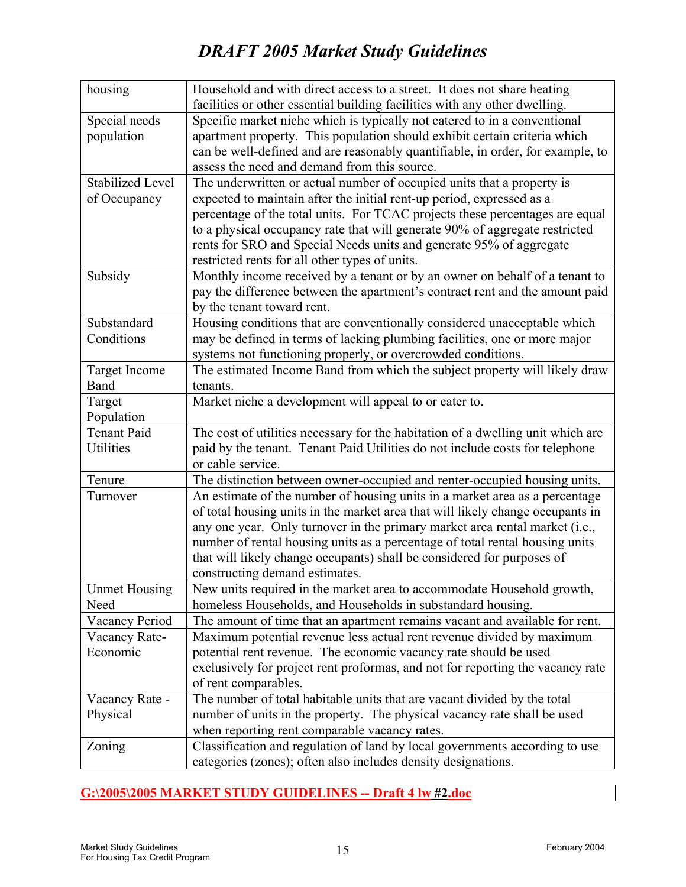| | |
|---|---|
| housing | Household and with direct access to a street. It does not share heating facilities or other essential building facilities with any other dwelling. |
| Special needs population | Specific market niche which is typically not catered to in a conventional apartment property. This population should exhibit certain criteria which can be well-defined and are reasonably quantifiable, in order, for example, to assess the need and demand from this source. |
| Stabilized Level of Occupancy | The underwritten or actual number of occupied units that a property is expected to maintain after the initial rent-up period, expressed as a percentage of the total units. For TCAC projects these percentages are equal to a physical occupancy rate that will generate 90% of aggregate restricted rents for SRO and Special Needs units and generate 95% of aggregate restricted rents for all other types of units. |
| Subsidy | Monthly income received by a tenant or by an owner on behalf of a tenant to pay the difference between the apartment's contract rent and the amount paid by the tenant toward rent. |
| Substandard Conditions | Housing conditions that are conventionally considered unacceptable which may be defined in terms of lacking plumbing facilities, one or more major systems not functioning properly, or overcrowded conditions. |
| Target Income Band | The estimated Income Band from which the subject property will likely draw tenants. |
| Target Population | Market niche a development will appeal to or cater to. |
| Tenant Paid Utilities | The cost of utilities necessary for the habitation of a dwelling unit which are paid by the tenant. Tenant Paid Utilities do not include costs for telephone or cable service. |
| Tenure | The distinction between owner-occupied and renter-occupied housing units. |
| Turnover | An estimate of the number of housing units in a market area as a percentage of total housing units in the market area that will likely change occupants in any one year. Only turnover in the primary market area rental market (i.e., number of rental housing units as a percentage of total rental housing units that will likely change occupants) shall be considered for purposes of constructing demand estimates. |
| Unmet Housing Need | New units required in the market area to accommodate Household growth, homeless Households, and Households in substandard housing. |
| Vacancy Period | The amount of time that an apartment remains vacant and available for rent. |
| Vacancy Rate-Economic | Maximum potential revenue less actual rent revenue divided by maximum potential rent revenue. The economic vacancy rate should be used exclusively for project rent proformas, and not for reporting the vacancy rate of rent comparables. |
| Vacancy Rate - Physical | The number of total habitable units that are vacant divided by the total number of units in the property. The physical vacancy rate shall be used when reporting rent comparable vacancy rates. |
| Zoning | Classification and regulation of land by local governments according to use categories (zones); often also includes density designations. |

G:\2005\2005 MARKET STUDY GUIDELINES -- Draft 4 lw #2.doc